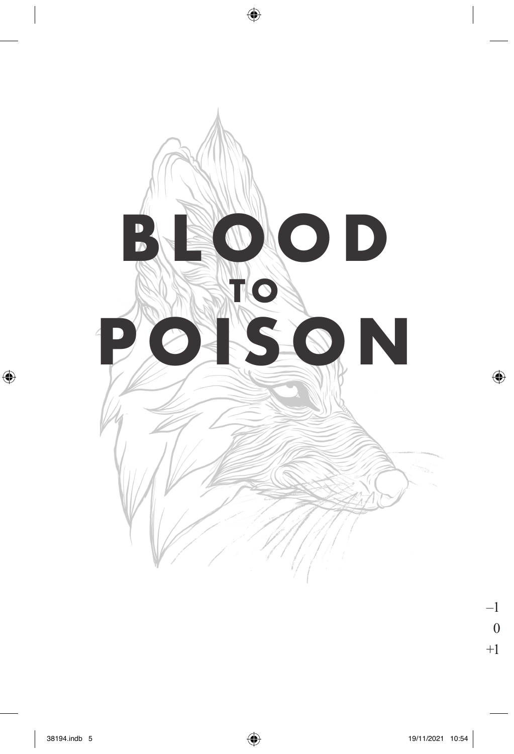# BLOOD TO POISON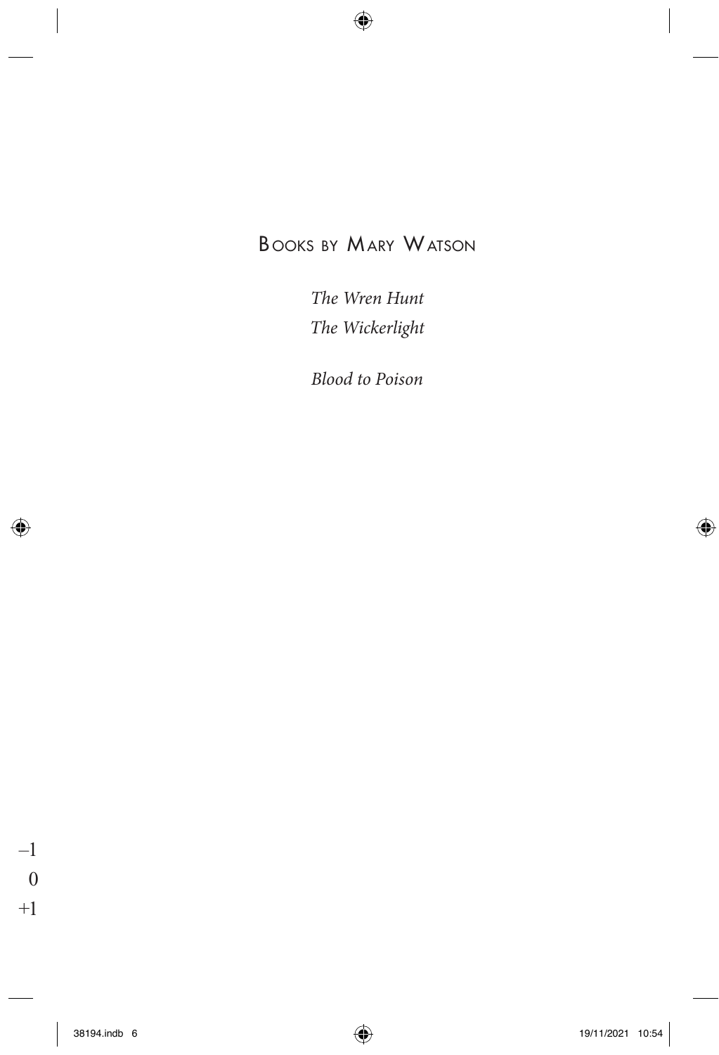## Books by Mary Watson

*The Wren Hunt*
*The Wickerlight*

*Blood to Poison*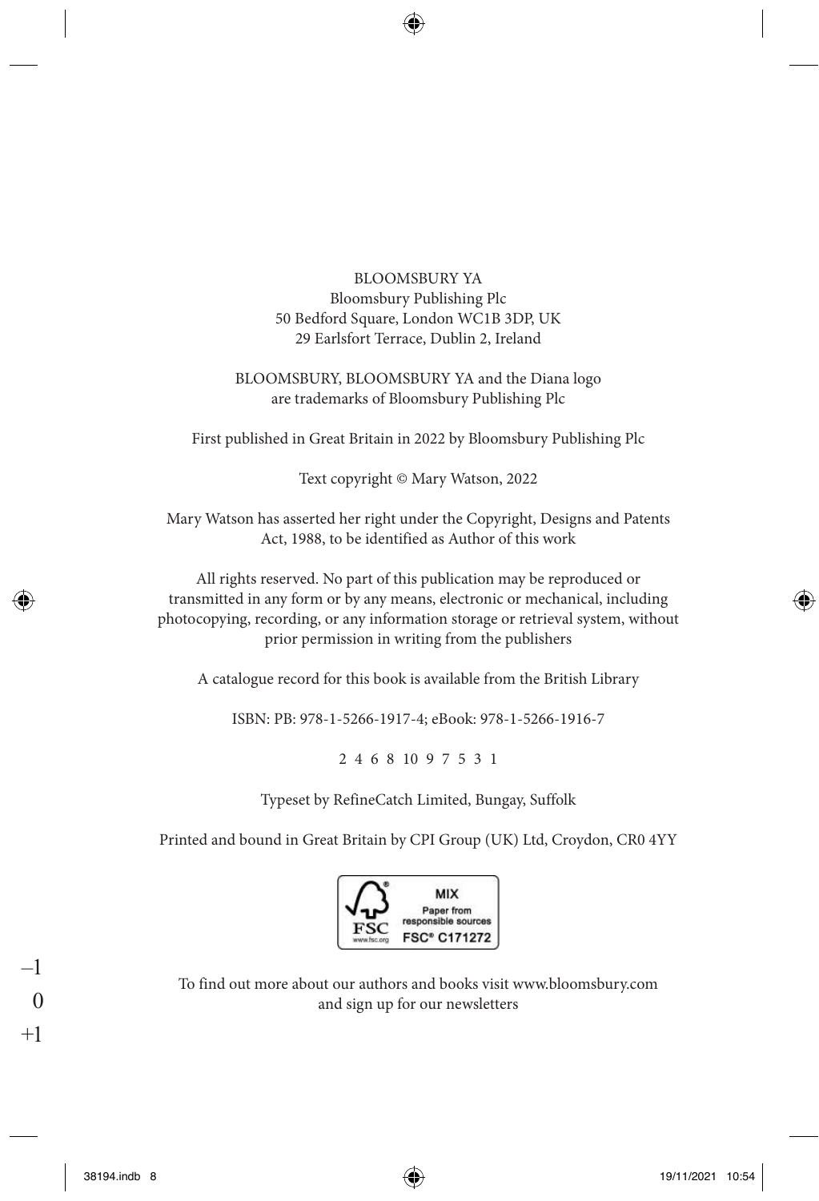BLOOMSBURY YA
Bloomsbury Publishing Plc
50 Bedford Square, London WC1B 3DP, UK
29 Earlsfort Terrace, Dublin 2, Ireland

BLOOMSBURY, BLOOMSBURY YA and the Diana logo
are trademarks of Bloomsbury Publishing Plc

First published in Great Britain in 2022 by Bloomsbury Publishing Plc

Text copyright © Mary Watson, 2022

Mary Watson has asserted her right under the Copyright, Designs and Patents Act, 1988, to be identified as Author of this work

All rights reserved. No part of this publication may be reproduced or transmitted in any form or by any means, electronic or mechanical, including photocopying, recording, or any information storage or retrieval system, without prior permission in writing from the publishers

A catalogue record for this book is available from the British Library

ISBN: PB: 978-1-5266-1917-4; eBook: 978-1-5266-1916-7

2 4 6 8 10 9 7 5 3 1

Typeset by RefineCatch Limited, Bungay, Suffolk

Printed and bound in Great Britain by CPI Group (UK) Ltd, Croydon, CR0 4YY

MIX
Paper from responsible sources
FSC® C171272

To find out more about our authors and books visit www.bloomsbury.com and sign up for our newsletters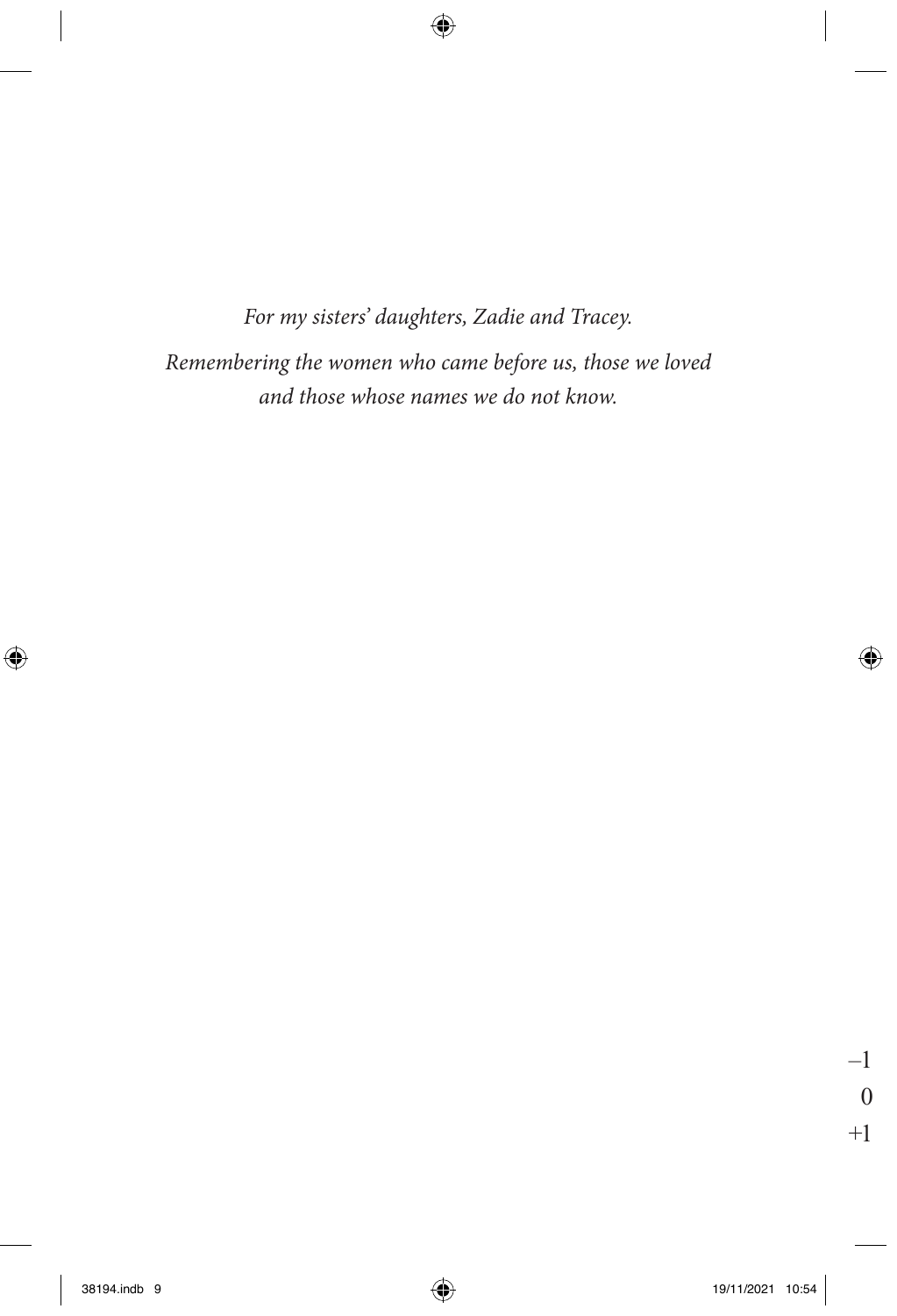*For my sisters' daughters, Zadie and Tracey.*

*Remembering the women who came before us, those we loved and those whose names we do not know.*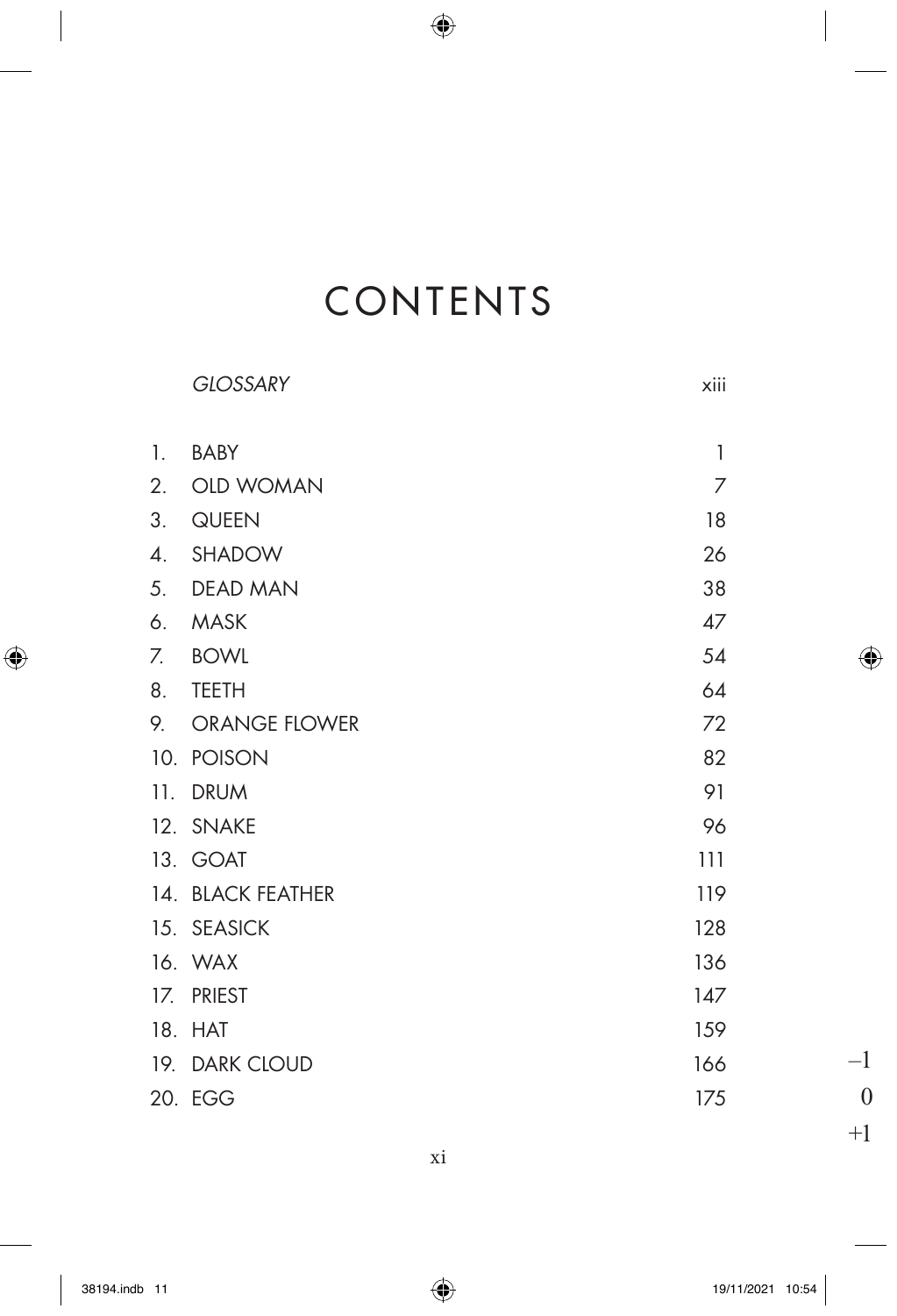# CONTENTS

| | | |
|---|---|---|
| | *GLOSSARY* | xiii |
| 1. | BABY | 1 |
| 2. | OLD WOMAN | 7 |
| 3. | QUEEN | 18 |
| 4. | SHADOW | 26 |
| 5. | DEAD MAN | 38 |
| 6. | MASK | 47 |
| 7. | BOWL | 54 |
| 8. | TEETH | 64 |
| 9. | ORANGE FLOWER | 72 |
| 10. | POISON | 82 |
| 11. | DRUM | 91 |
| 12. | SNAKE | 96 |
| 13. | GOAT | 111 |
| 14. | BLACK FEATHER | 119 |
| 15. | SEASICK | 128 |
| 16. | WAX | 136 |
| 17. | PRIEST | 147 |
| 18. | HAT | 159 |
| 19. | DARK CLOUD | 166 |
| 20. | EGG | 175 |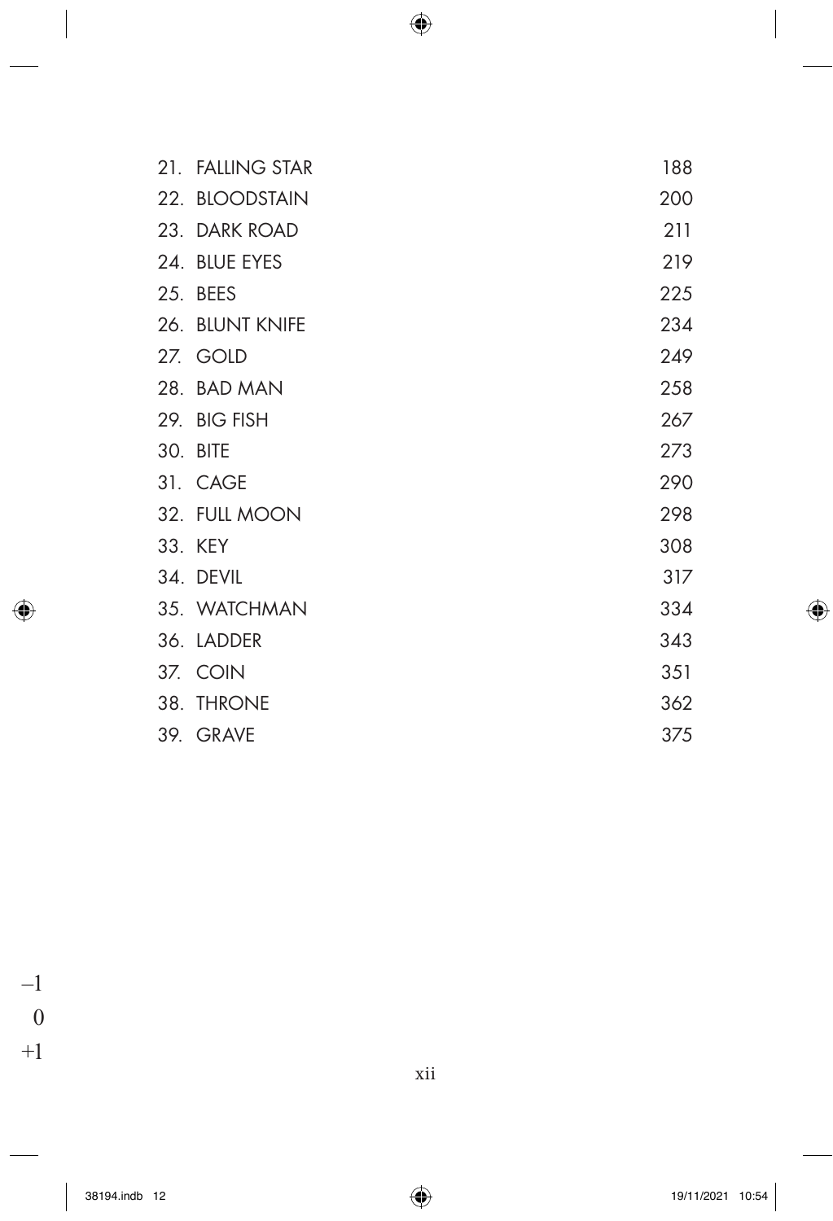| | |
|---|---|
| 21. FALLING STAR | 188 |
| 22. BLOODSTAIN | 200 |
| 23. DARK ROAD | 211 |
| 24. BLUE EYES | 219 |
| 25. BEES | 225 |
| 26. BLUNT KNIFE | 234 |
| 27. GOLD | 249 |
| 28. BAD MAN | 258 |
| 29. BIG FISH | 267 |
| 30. BITE | 273 |
| 31. CAGE | 290 |
| 32. FULL MOON | 298 |
| 33. KEY | 308 |
| 34. DEVIL | 317 |
| 35. WATCHMAN | 334 |
| 36. LADDER | 343 |
| 37. COIN | 351 |
| 38. THRONE | 362 |
| 39. GRAVE | 375 |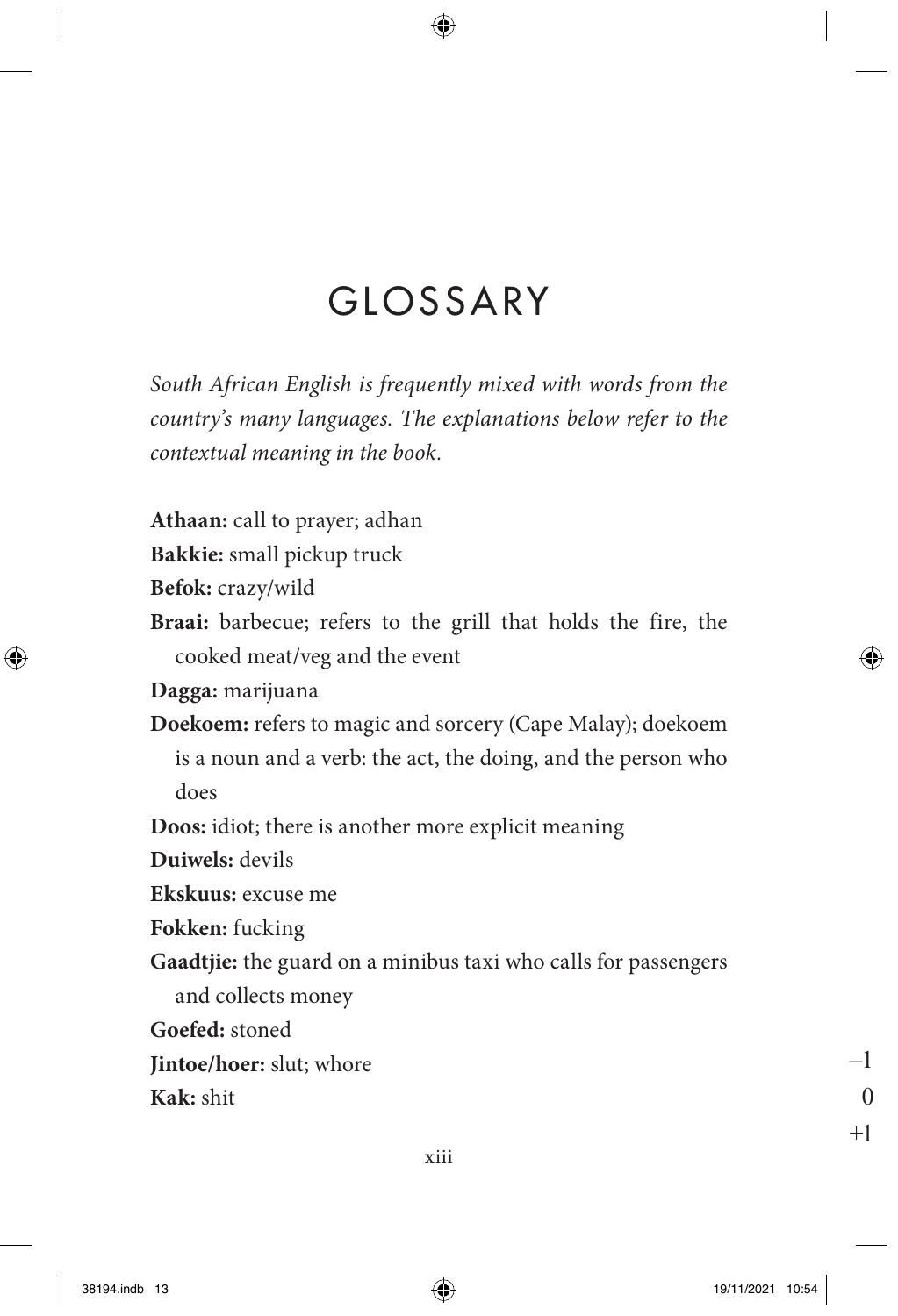# GLOSSARY

*South African English is frequently mixed with words from the country's many languages. The explanations below refer to the contextual meaning in the book.*

**Athaan:** call to prayer; adhan

**Bakkie:** small pickup truck

**Befok:** crazy/wild

**Braai:** barbecue; refers to the grill that holds the fire, the cooked meat/veg and the event

**Dagga:** marijuana

**Doekoem:** refers to magic and sorcery (Cape Malay); doekoem is a noun and a verb: the act, the doing, and the person who does

**Doos:** idiot; there is another more explicit meaning

**Duiwels:** devils

**Ekskuus:** excuse me

**Fokken:** fucking

**Gaadtjie:** the guard on a minibus taxi who calls for passengers and collects money

**Goefed:** stoned

**Jintoe/hoer:** slut; whore

**Kak:** shit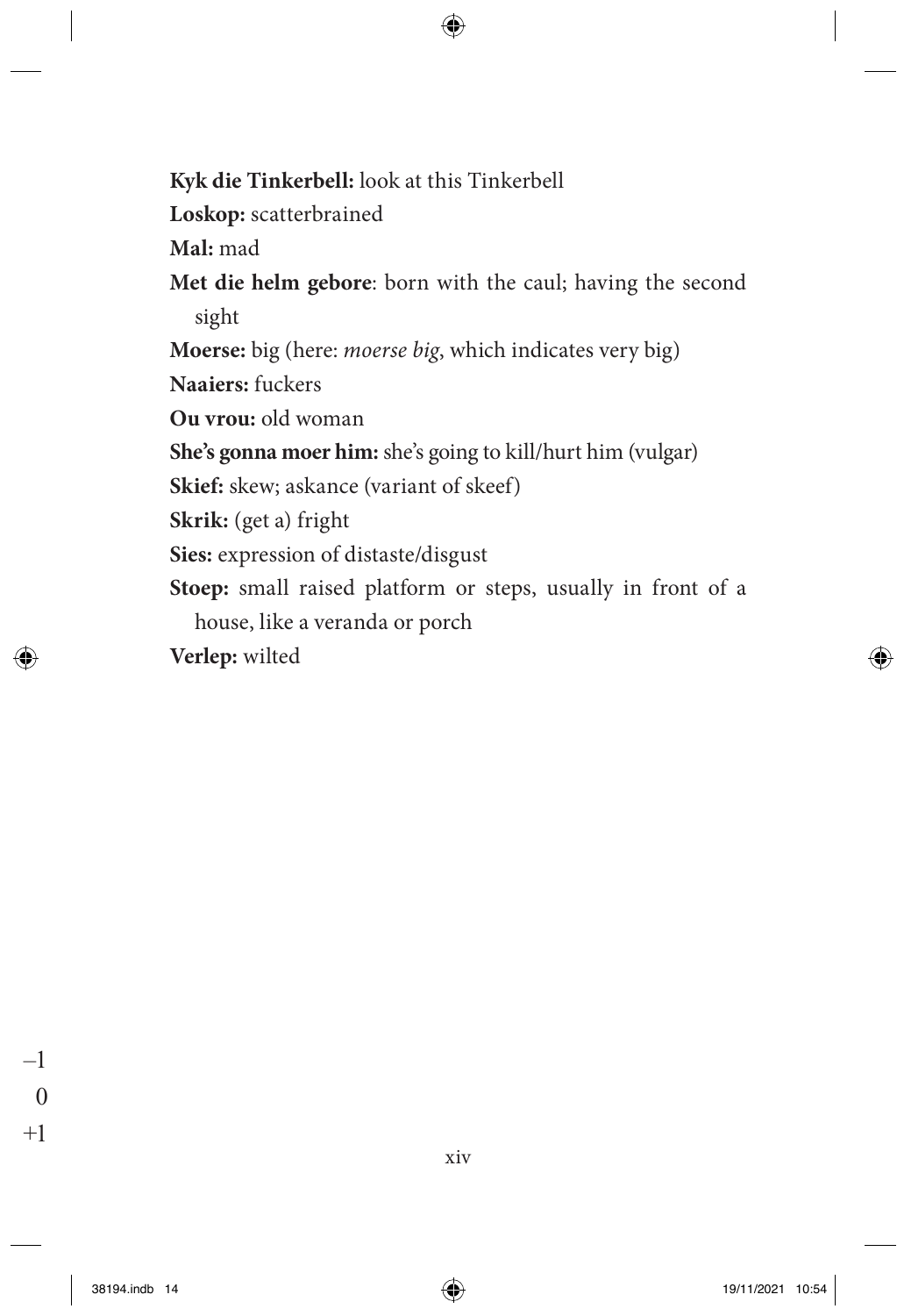**Kyk die Tinkerbell:** look at this Tinkerbell

**Loskop:** scatterbrained

**Mal:** mad

**Met die helm gebore**: born with the caul; having the second sight

**Moerse:** big (here: *moerse big*, which indicates very big)

**Naaiers:** fuckers

**Ou vrou:** old woman

**She's gonna moer him:** she's going to kill/hurt him (vulgar)

**Skief:** skew; askance (variant of skeef)

**Skrik:** (get a) fright

**Sies:** expression of distaste/disgust

**Stoep:** small raised platform or steps, usually in front of a house, like a veranda or porch

**Verlep:** wilted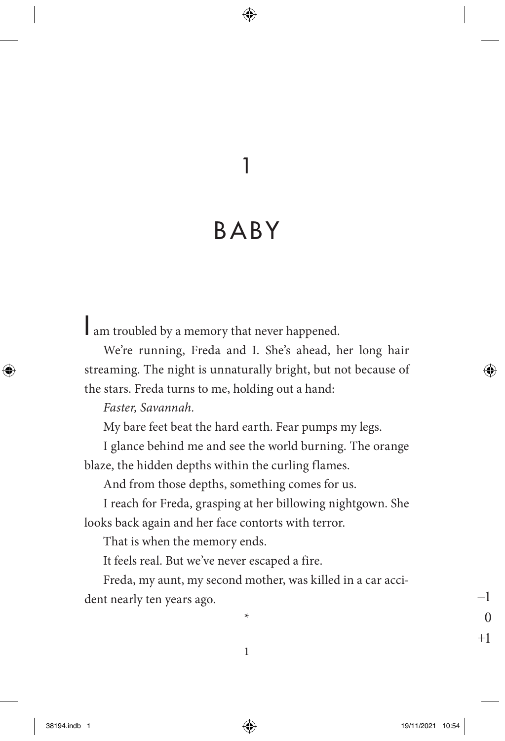# 1

# BABY

I am troubled by a memory that never happened.

We're running, Freda and I. She's ahead, her long hair streaming. The night is unnaturally bright, but not because of the stars. Freda turns to me, holding out a hand:

*Faster, Savannah.*

My bare feet beat the hard earth. Fear pumps my legs.

I glance behind me and see the world burning. The orange blaze, the hidden depths within the curling flames.

And from those depths, something comes for us.

I reach for Freda, grasping at her billowing nightgown. She looks back again and her face contorts with terror.

That is when the memory ends.

It feels real. But we've never escaped a fire.

Freda, my aunt, my second mother, was killed in a car accident nearly ten years ago.

*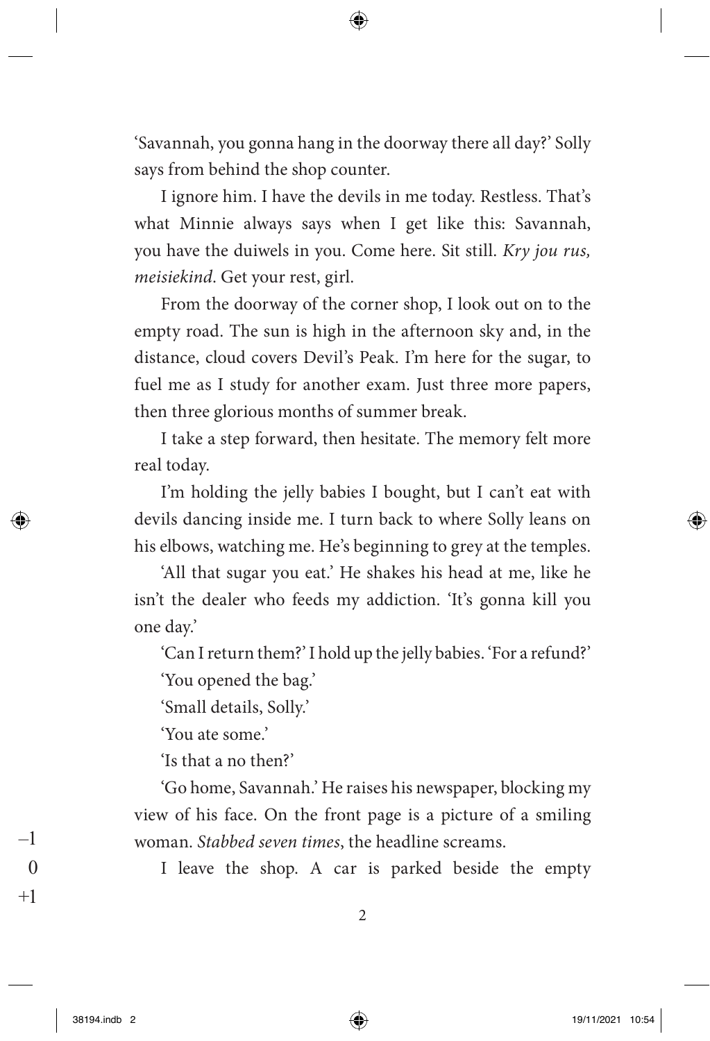'Savannah, you gonna hang in the doorway there all day?' Solly says from behind the shop counter.

I ignore him. I have the devils in me today. Restless. That's what Minnie always says when I get like this: Savannah, you have the duiwels in you. Come here. Sit still. *Kry jou rus, meisiekind*. Get your rest, girl.

From the doorway of the corner shop, I look out on to the empty road. The sun is high in the afternoon sky and, in the distance, cloud covers Devil's Peak. I'm here for the sugar, to fuel me as I study for another exam. Just three more papers, then three glorious months of summer break.

I take a step forward, then hesitate. The memory felt more real today.

I'm holding the jelly babies I bought, but I can't eat with devils dancing inside me. I turn back to where Solly leans on his elbows, watching me. He's beginning to grey at the temples.

'All that sugar you eat.' He shakes his head at me, like he isn't the dealer who feeds my addiction. 'It's gonna kill you one day.'

'Can I return them?' I hold up the jelly babies. 'For a refund?'

'You opened the bag.'

'Small details, Solly.'

'You ate some.'

'Is that a no then?'

'Go home, Savannah.' He raises his newspaper, blocking my view of his face. On the front page is a picture of a smiling woman. *Stabbed seven times*, the headline screams.

I leave the shop. A car is parked beside the empty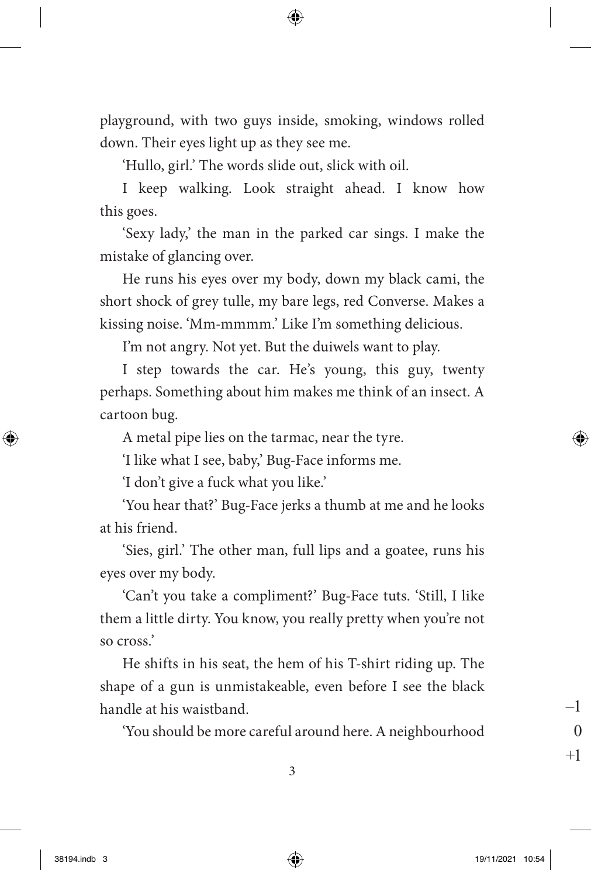playground, with two guys inside, smoking, windows rolled down. Their eyes light up as they see me.

'Hullo, girl.' The words slide out, slick with oil.

I keep walking. Look straight ahead. I know how this goes.

'Sexy lady,' the man in the parked car sings. I make the mistake of glancing over.

He runs his eyes over my body, down my black cami, the short shock of grey tulle, my bare legs, red Converse. Makes a kissing noise. 'Mm-mmmm.' Like I'm something delicious.

I'm not angry. Not yet. But the duiwels want to play.

I step towards the car. He's young, this guy, twenty perhaps. Something about him makes me think of an insect. A cartoon bug.

A metal pipe lies on the tarmac, near the tyre.

'I like what I see, baby,' Bug-Face informs me.

'I don't give a fuck what you like.'

'You hear that?' Bug-Face jerks a thumb at me and he looks at his friend.

'Sies, girl.' The other man, full lips and a goatee, runs his eyes over my body.

'Can't you take a compliment?' Bug-Face tuts. 'Still, I like them a little dirty. You know, you really pretty when you're not so cross.'

He shifts in his seat, the hem of his T-shirt riding up. The shape of a gun is unmistakeable, even before I see the black handle at his waistband.

'You should be more careful around here. A neighbourhood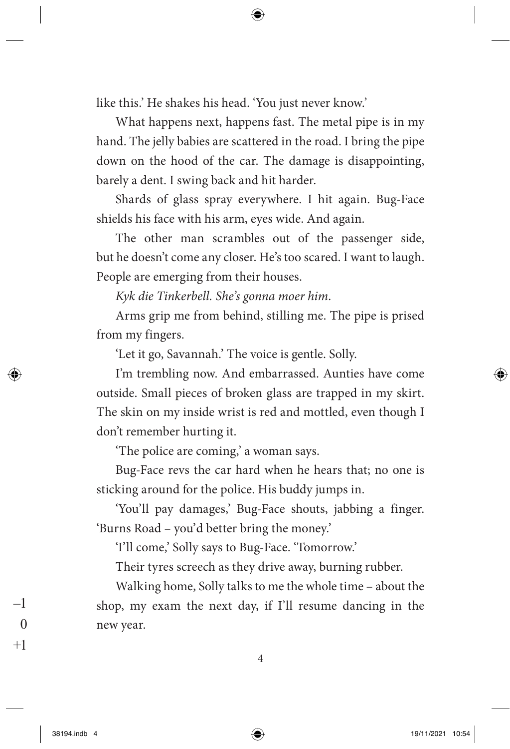like this.' He shakes his head. 'You just never know.'

What happens next, happens fast. The metal pipe is in my hand. The jelly babies are scattered in the road. I bring the pipe down on the hood of the car. The damage is disappointing, barely a dent. I swing back and hit harder.

Shards of glass spray everywhere. I hit again. Bug-Face shields his face with his arm, eyes wide. And again.

The other man scrambles out of the passenger side, but he doesn't come any closer. He's too scared. I want to laugh. People are emerging from their houses.

*Kyk die Tinkerbell. She's gonna moer him.*

Arms grip me from behind, stilling me. The pipe is prised from my fingers.

'Let it go, Savannah.' The voice is gentle. Solly.

I'm trembling now. And embarrassed. Aunties have come outside. Small pieces of broken glass are trapped in my skirt. The skin on my inside wrist is red and mottled, even though I don't remember hurting it.

'The police are coming,' a woman says.

Bug-Face revs the car hard when he hears that; no one is sticking around for the police. His buddy jumps in.

'You'll pay damages,' Bug-Face shouts, jabbing a finger. 'Burns Road – you'd better bring the money.'

'I'll come,' Solly says to Bug-Face. 'Tomorrow.'

Their tyres screech as they drive away, burning rubber.

Walking home, Solly talks to me the whole time – about the shop, my exam the next day, if I'll resume dancing in the new year.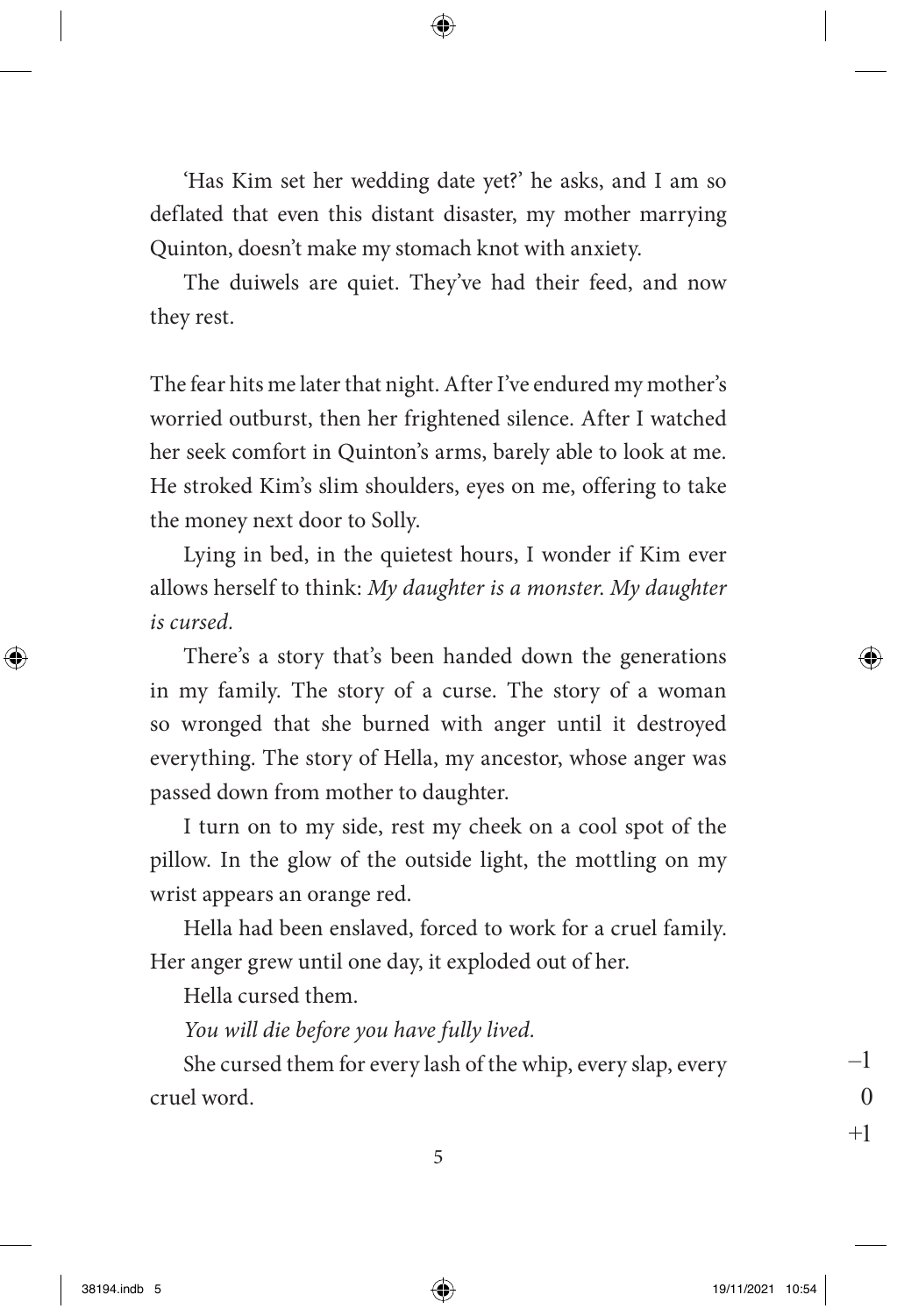'Has Kim set her wedding date yet?' he asks, and I am so deflated that even this distant disaster, my mother marrying Quinton, doesn't make my stomach knot with anxiety.

The duiwels are quiet. They've had their feed, and now they rest.

The fear hits me later that night. After I've endured my mother's worried outburst, then her frightened silence. After I watched her seek comfort in Quinton's arms, barely able to look at me. He stroked Kim's slim shoulders, eyes on me, offering to take the money next door to Solly.

Lying in bed, in the quietest hours, I wonder if Kim ever allows herself to think: *My daughter is a monster. My daughter is cursed.*

There's a story that's been handed down the generations in my family. The story of a curse. The story of a woman so wronged that she burned with anger until it destroyed everything. The story of Hella, my ancestor, whose anger was passed down from mother to daughter.

I turn on to my side, rest my cheek on a cool spot of the pillow. In the glow of the outside light, the mottling on my wrist appears an orange red.

Hella had been enslaved, forced to work for a cruel family. Her anger grew until one day, it exploded out of her.

Hella cursed them.

*You will die before you have fully lived.*

She cursed them for every lash of the whip, every slap, every cruel word.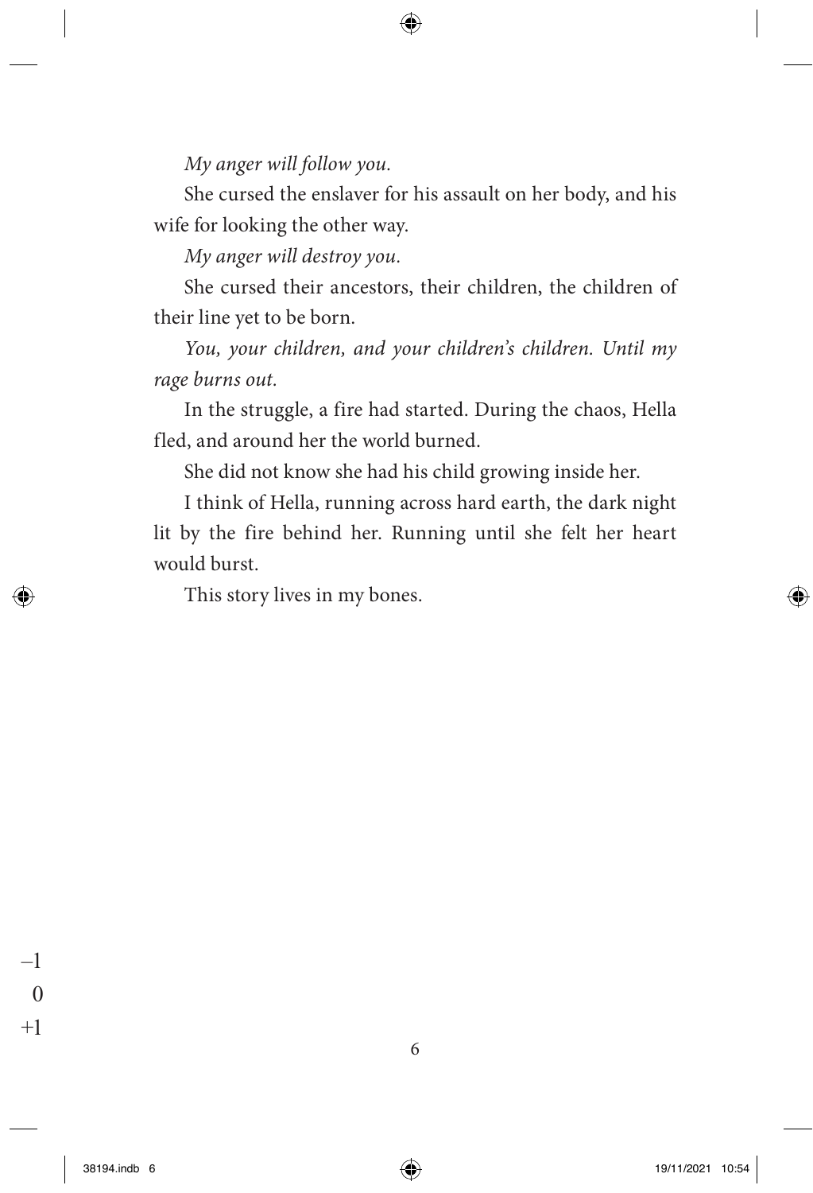*My anger will follow you.*

She cursed the enslaver for his assault on her body, and his wife for looking the other way.

*My anger will destroy you.*

She cursed their ancestors, their children, the children of their line yet to be born.

*You, your children, and your children's children. Until my rage burns out.*

In the struggle, a fire had started. During the chaos, Hella fled, and around her the world burned.

She did not know she had his child growing inside her.

I think of Hella, running across hard earth, the dark night lit by the fire behind her. Running until she felt her heart would burst.

This story lives in my bones.